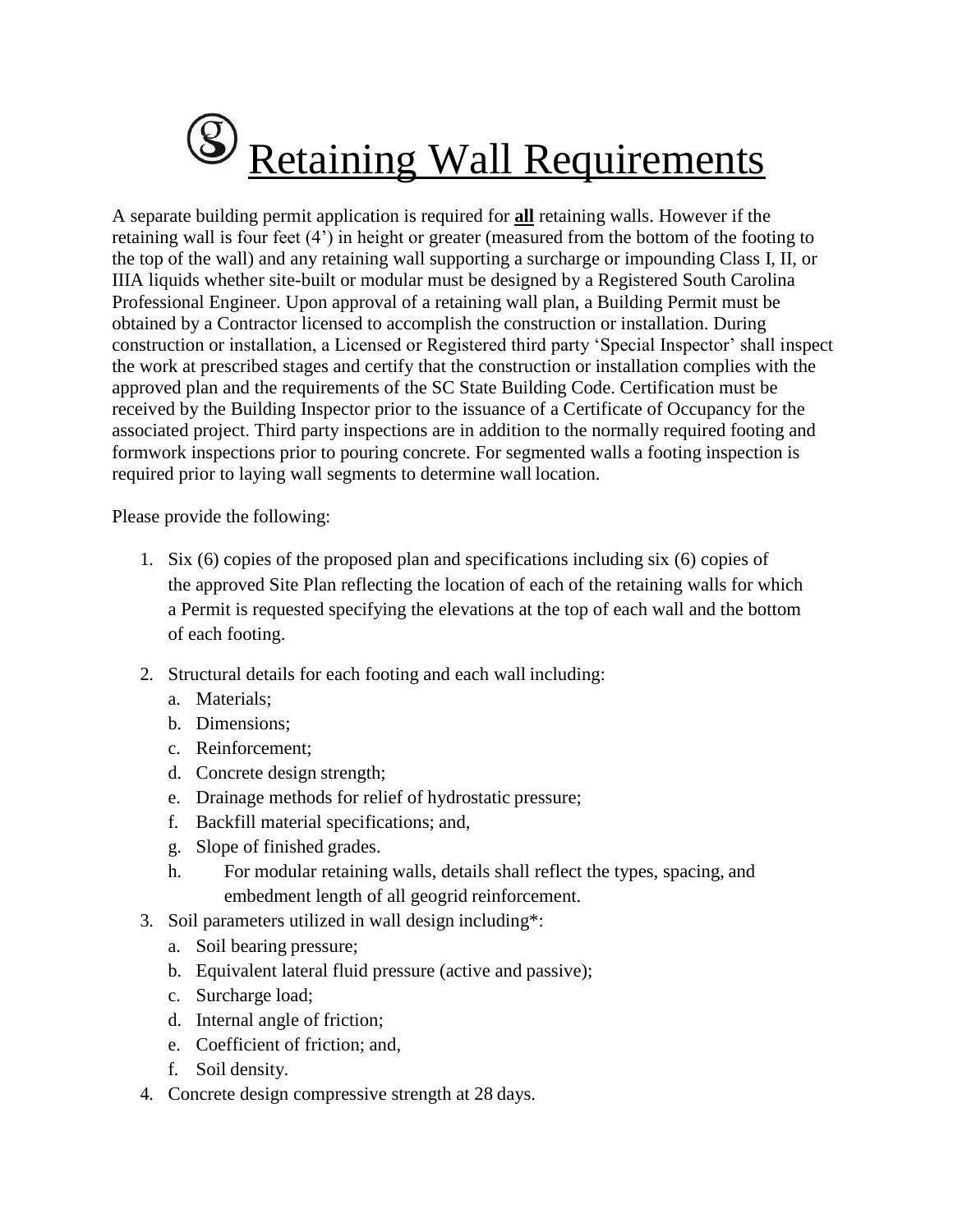# Retaining Wall Requirements

A separate building permit application is required for **all** retaining walls. However if the retaining wall is four feet (4') in height or greater (measured from the bottom of the footing to the top of the wall) and any retaining wall supporting a surcharge or impounding Class I, II, or IIIA liquids whether site-built or modular must be designed by a Registered South Carolina Professional Engineer. Upon approval of a retaining wall plan, a Building Permit must be obtained by a Contractor licensed to accomplish the construction or installation. During construction or installation, a Licensed or Registered third party 'Special Inspector' shall inspect the work at prescribed stages and certify that the construction or installation complies with the approved plan and the requirements of the SC State Building Code. Certification must be received by the Building Inspector prior to the issuance of a Certificate of Occupancy for the associated project. Third party inspections are in addition to the normally required footing and formwork inspections prior to pouring concrete. For segmented walls a footing inspection is required prior to laying wall segments to determine wall location.

Please provide the following:

1. Six (6) copies of the proposed plan and specifications including six (6) copies of the approved Site Plan reflecting the location of each of the retaining walls for which a Permit is requested specifying the elevations at the top of each wall and the bottom of each footing.
2. Structural details for each footing and each wall including:
   a. Materials;
   b. Dimensions;
   c. Reinforcement;
   d. Concrete design strength;
   e. Drainage methods for relief of hydrostatic pressure;
   f. Backfill material specifications; and,
   g. Slope of finished grades.
   h. For modular retaining walls, details shall reflect the types, spacing, and embedment length of all geogrid reinforcement.
3. Soil parameters utilized in wall design including*:
   a. Soil bearing pressure;
   b. Equivalent lateral fluid pressure (active and passive);
   c. Surcharge load;
   d. Internal angle of friction;
   e. Coefficient of friction; and,
   f. Soil density.
4. Concrete design compressive strength at 28 days.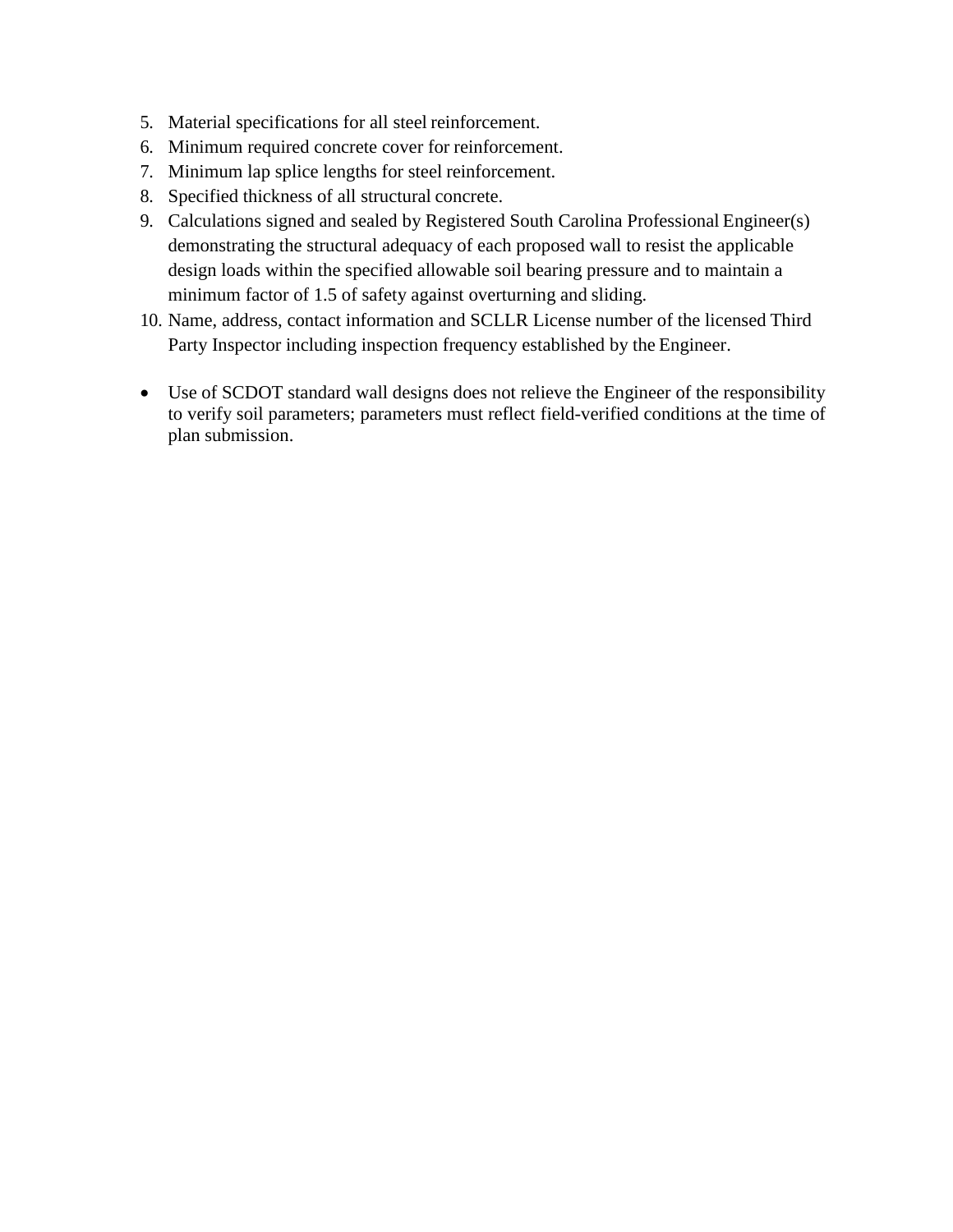5. Material specifications for all steel reinforcement.
6. Minimum required concrete cover for reinforcement.
7. Minimum lap splice lengths for steel reinforcement.
8. Specified thickness of all structural concrete.
9. Calculations signed and sealed by Registered South Carolina Professional Engineer(s) demonstrating the structural adequacy of each proposed wall to resist the applicable design loads within the specified allowable soil bearing pressure and to maintain a minimum factor of 1.5 of safety against overturning and sliding.
10. Name, address, contact information and SCLLR License number of the licensed Third Party Inspector including inspection frequency established by the Engineer.

- Use of SCDOT standard wall designs does not relieve the Engineer of the responsibility to verify soil parameters; parameters must reflect field-verified conditions at the time of plan submission.